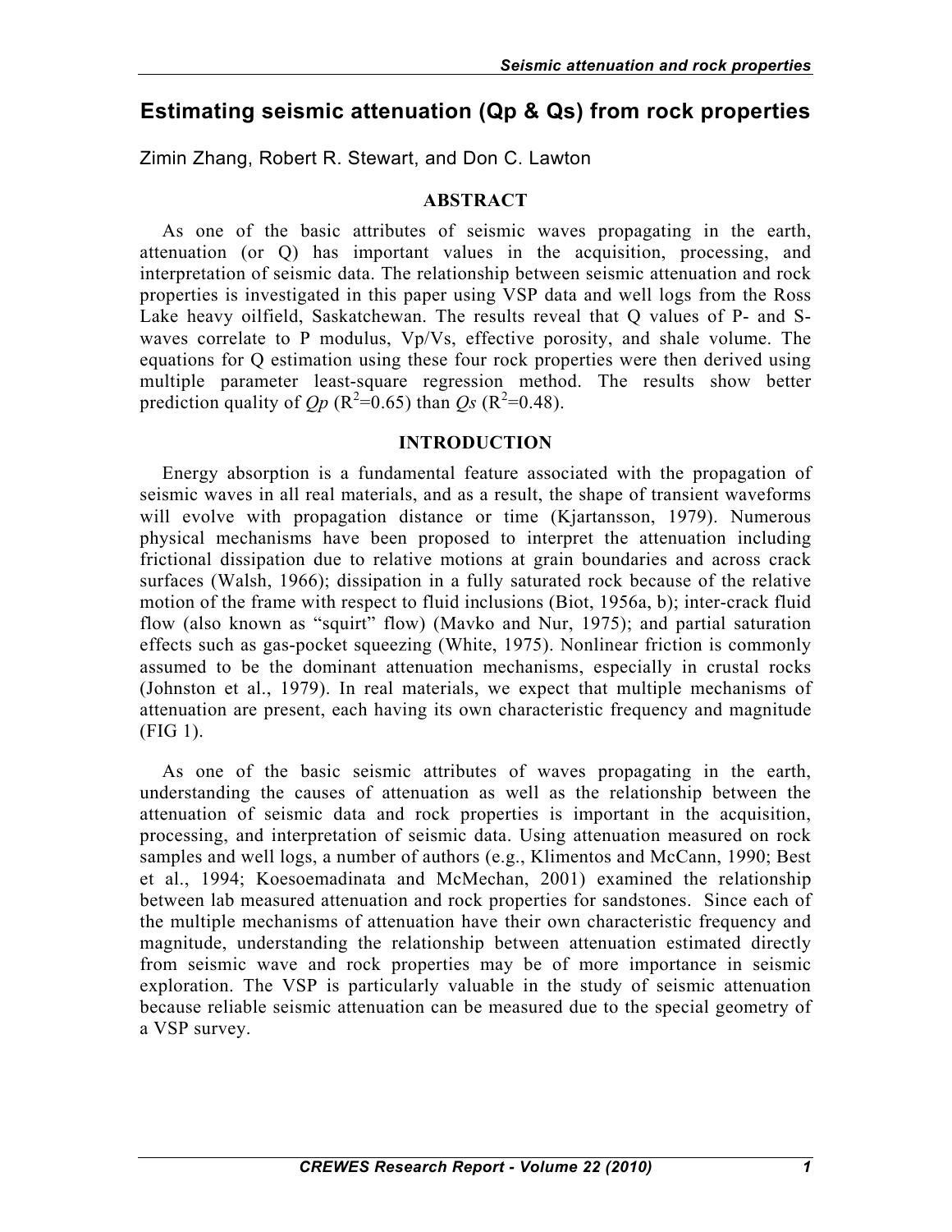# Estimating seismic attenuation (Qp & Qs) from rock properties

Zimin Zhang, Robert R. Stewart, and Don C. Lawton

## ABSTRACT

As one of the basic attributes of seismic waves propagating in the earth, attenuation (or Q) has important values in the acquisition, processing, and interpretation of seismic data. The relationship between seismic attenuation and rock properties is investigated in this paper using VSP data and well logs from the Ross Lake heavy oilfield, Saskatchewan. The results reveal that Q values of P- and S-waves correlate to P modulus, Vp/Vs, effective porosity, and shale volume. The equations for Q estimation using these four rock properties were then derived using multiple parameter least-square regression method. The results show better prediction quality of $Qp$ ($R^2$=0.65) than $Qs$ ($R^2$=0.48).

## INTRODUCTION

Energy absorption is a fundamental feature associated with the propagation of seismic waves in all real materials, and as a result, the shape of transient waveforms will evolve with propagation distance or time (Kjartansson, 1979). Numerous physical mechanisms have been proposed to interpret the attenuation including frictional dissipation due to relative motions at grain boundaries and across crack surfaces (Walsh, 1966); dissipation in a fully saturated rock because of the relative motion of the frame with respect to fluid inclusions (Biot, 1956a, b); inter-crack fluid flow (also known as "squirt" flow) (Mavko and Nur, 1975); and partial saturation effects such as gas-pocket squeezing (White, 1975). Nonlinear friction is commonly assumed to be the dominant attenuation mechanisms, especially in crustal rocks (Johnston et al., 1979). In real materials, we expect that multiple mechanisms of attenuation are present, each having its own characteristic frequency and magnitude (FIG 1).

As one of the basic seismic attributes of waves propagating in the earth, understanding the causes of attenuation as well as the relationship between the attenuation of seismic data and rock properties is important in the acquisition, processing, and interpretation of seismic data. Using attenuation measured on rock samples and well logs, a number of authors (e.g., Klimentos and McCann, 1990; Best et al., 1994; Koesoemadinata and McMechan, 2001) examined the relationship between lab measured attenuation and rock properties for sandstones. Since each of the multiple mechanisms of attenuation have their own characteristic frequency and magnitude, understanding the relationship between attenuation estimated directly from seismic wave and rock properties may be of more importance in seismic exploration. The VSP is particularly valuable in the study of seismic attenuation because reliable seismic attenuation can be measured due to the special geometry of a VSP survey.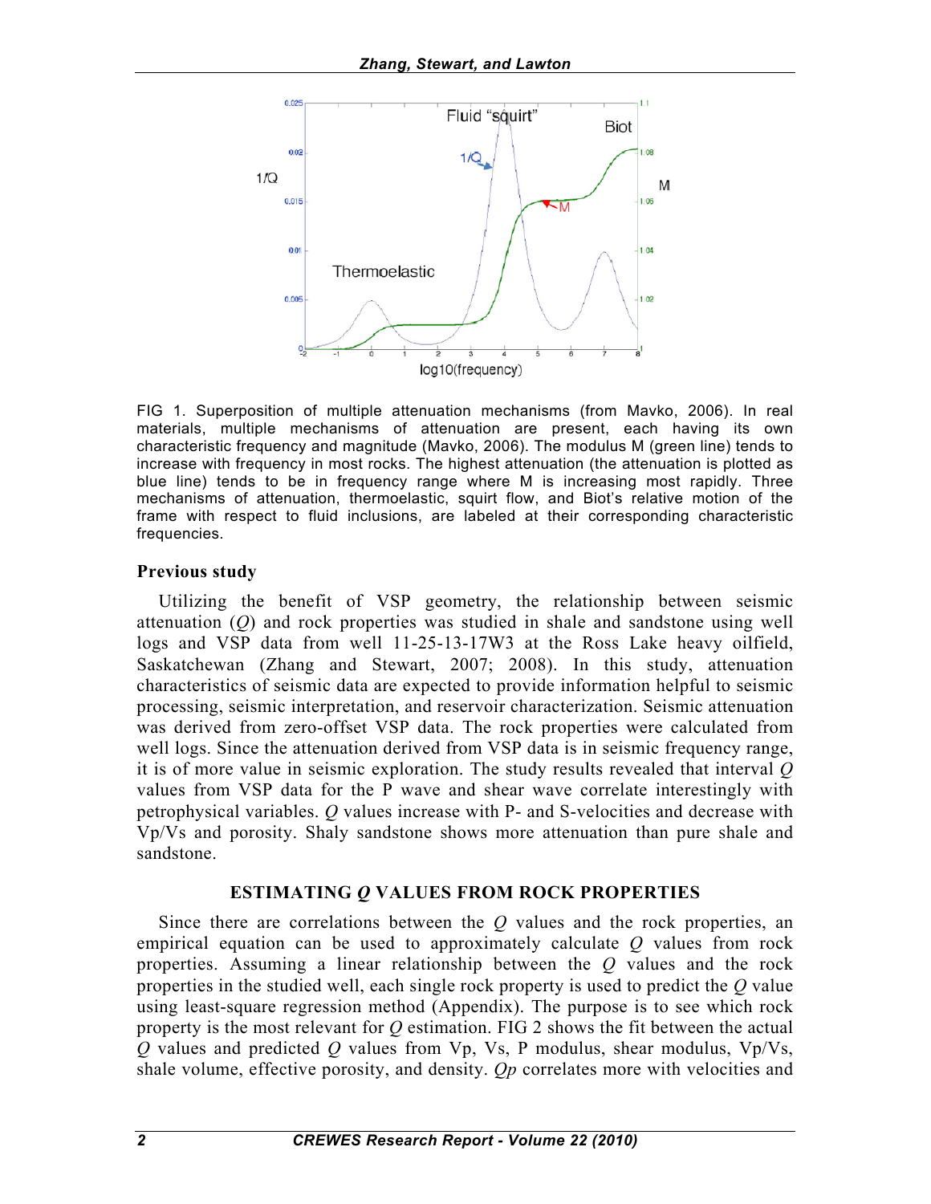FIG 1. Superposition of multiple attenuation mechanisms (from Mavko, 2006). In real materials, multiple mechanisms of attenuation are present, each having its own characteristic frequency and magnitude (Mavko, 2006). The modulus M (green line) tends to increase with frequency in most rocks. The highest attenuation (the attenuation is plotted as blue line) tends to be in frequency range where M is increasing most rapidly. Three mechanisms of attenuation, thermoelastic, squirt flow, and Biot's relative motion of the frame with respect to fluid inclusions, are labeled at their corresponding characteristic frequencies.

### Previous study

Utilizing the benefit of VSP geometry, the relationship between seismic attenuation (*Q*) and rock properties was studied in shale and sandstone using well logs and VSP data from well 11-25-13-17W3 at the Ross Lake heavy oilfield, Saskatchewan (Zhang and Stewart, 2007; 2008). In this study, attenuation characteristics of seismic data are expected to provide information helpful to seismic processing, seismic interpretation, and reservoir characterization. Seismic attenuation was derived from zero-offset VSP data. The rock properties were calculated from well logs. Since the attenuation derived from VSP data is in seismic frequency range, it is of more value in seismic exploration. The study results revealed that interval *Q* values from VSP data for the P wave and shear wave correlate interestingly with petrophysical variables. *Q* values increase with P- and S-velocities and decrease with Vp/Vs and porosity. Shaly sandstone shows more attenuation than pure shale and sandstone.

## ESTIMATING *Q* VALUES FROM ROCK PROPERTIES

Since there are correlations between the *Q* values and the rock properties, an empirical equation can be used to approximately calculate *Q* values from rock properties. Assuming a linear relationship between the *Q* values and the rock properties in the studied well, each single rock property is used to predict the *Q* value using least-square regression method (Appendix). The purpose is to see which rock property is the most relevant for *Q* estimation. FIG 2 shows the fit between the actual *Q* values and predicted *Q* values from Vp, Vs, P modulus, shear modulus, Vp/Vs, shale volume, effective porosity, and density. $Qp$ correlates more with velocities and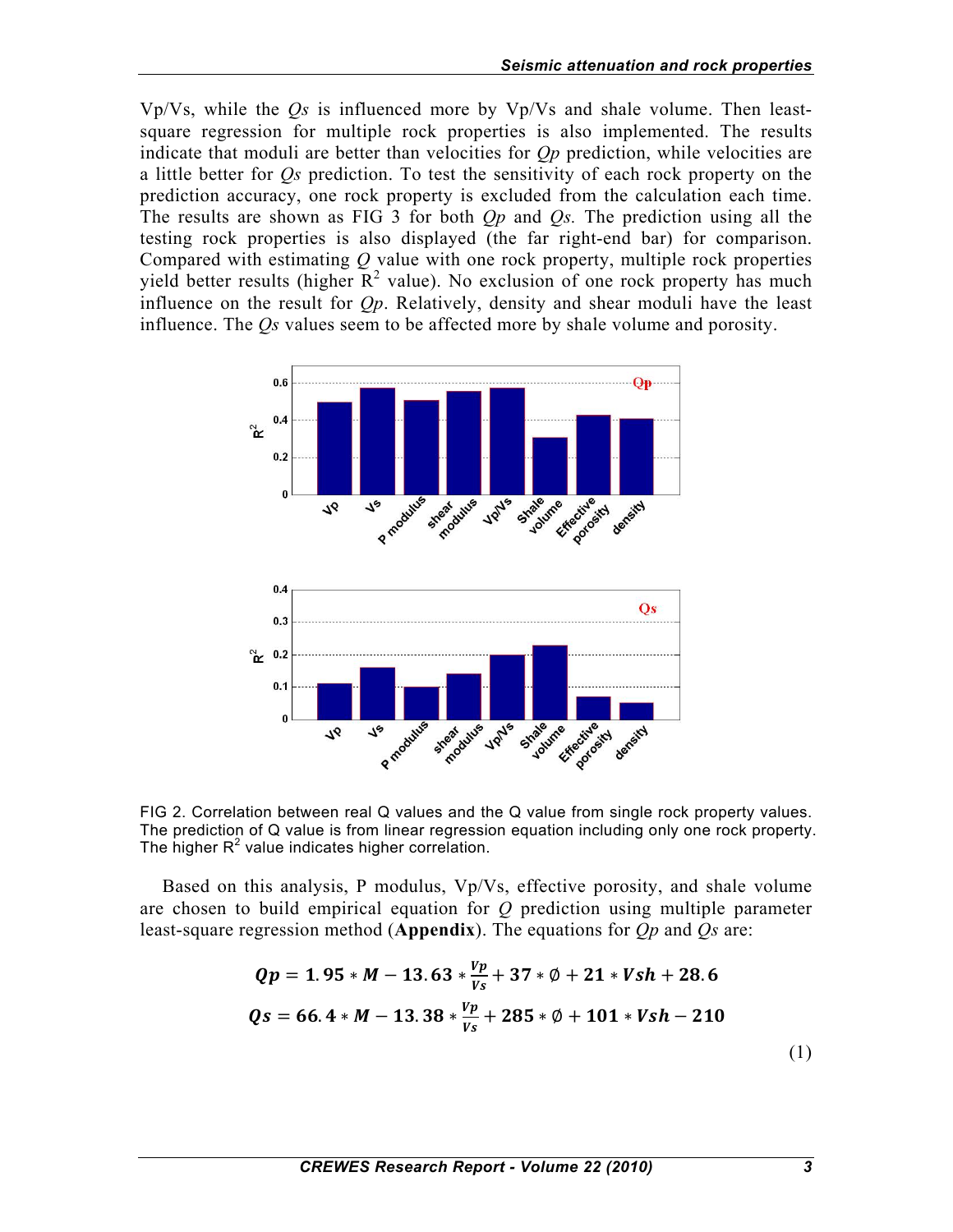Vp/Vs, while the *Qs* is influenced more by Vp/Vs and shale volume. Then least-square regression for multiple rock properties is also implemented. The results indicate that moduli are better than velocities for *Qp* prediction, while velocities are a little better for *Qs* prediction. To test the sensitivity of each rock property on the prediction accuracy, one rock property is excluded from the calculation each time. The results are shown as FIG 3 for both *Qp* and *Qs.* The prediction using all the testing rock properties is also displayed (the far right-end bar) for comparison. Compared with estimating *Q* value with one rock property, multiple rock properties yield better results (higher $R^2$ value). No exclusion of one rock property has much influence on the result for *Qp*. Relatively, density and shear moduli have the least influence. The *Qs* values seem to be affected more by shale volume and porosity.

FIG 2. Correlation between real Q values and the Q value from single rock property values. The prediction of Q value is from linear regression equation including only one rock property. The higher $R^2$ value indicates higher correlation.

Based on this analysis, P modulus, Vp/Vs, effective porosity, and shale volume are chosen to build empirical equation for *Q* prediction using multiple parameter least-square regression method (**Appendix**). The equations for *Qp* and *Qs* are:

$$\boldsymbol{Qp = 1.95 * M - 13.63 * \frac{Vp}{Vs} + 37 * \emptyset + 21 * Vsh + 28.6}$$
$$\boldsymbol{Qs = 66.4 * M - 13.38 * \frac{Vp}{Vs} + 285 * \emptyset + 101 * Vsh - 210} \tag{1}$$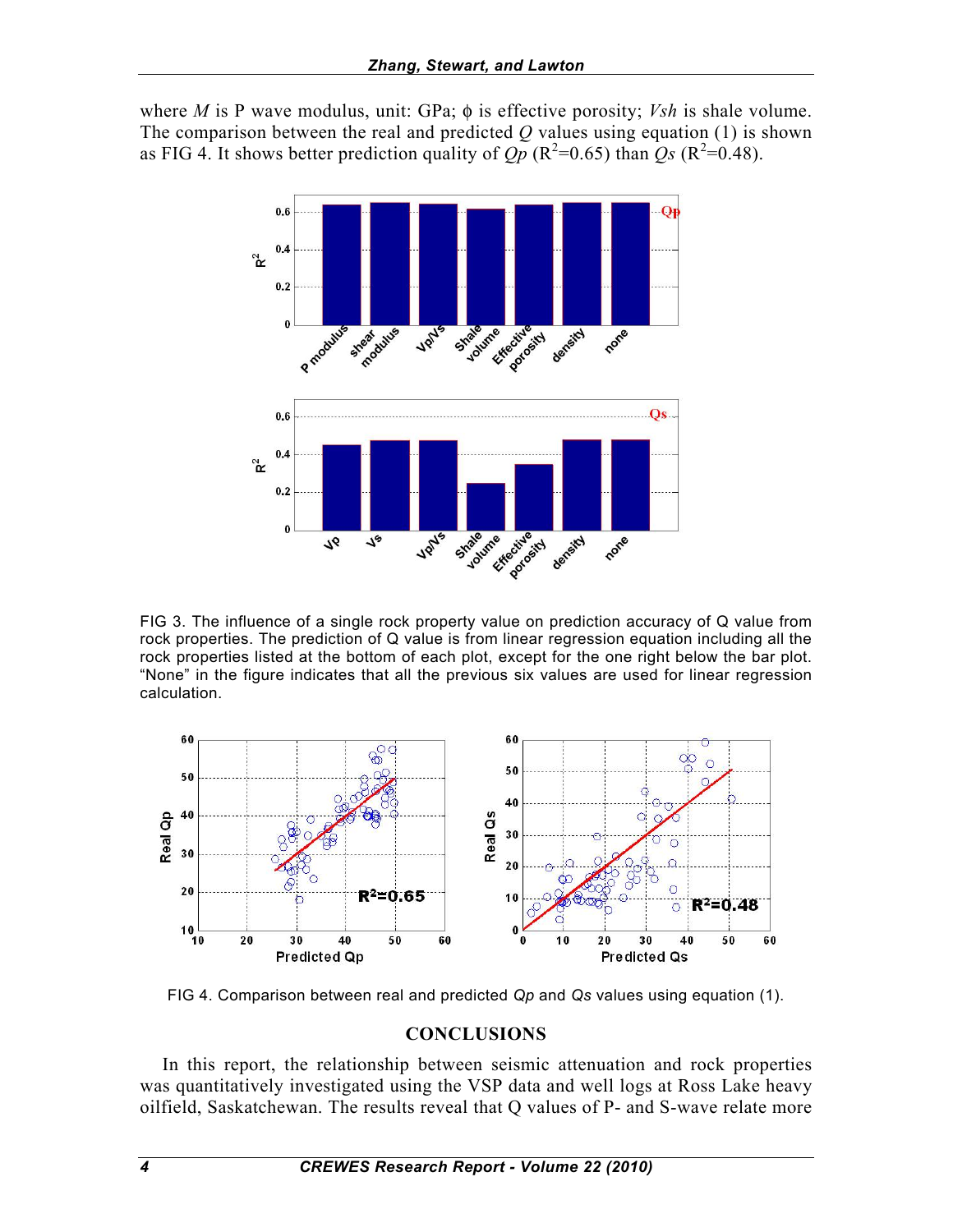where $M$ is P wave modulus, unit: GPa; $\phi$ is effective porosity; $Vsh$ is shale volume. The comparison between the real and predicted $Q$ values using equation (1) is shown as FIG 4. It shows better prediction quality of $Qp$ ($R^2$=0.65) than $Qs$ ($R^2$=0.48).

FIG 3. The influence of a single rock property value on prediction accuracy of Q value from rock properties. The prediction of Q value is from linear regression equation including all the rock properties listed at the bottom of each plot, except for the one right below the bar plot. "None" in the figure indicates that all the previous six values are used for linear regression calculation.

FIG 4. Comparison between real and predicted $Qp$ and $Qs$ values using equation (1).

## CONCLUSIONS

In this report, the relationship between seismic attenuation and rock properties was quantitatively investigated using the VSP data and well logs at Ross Lake heavy oilfield, Saskatchewan. The results reveal that Q values of P- and S-wave relate more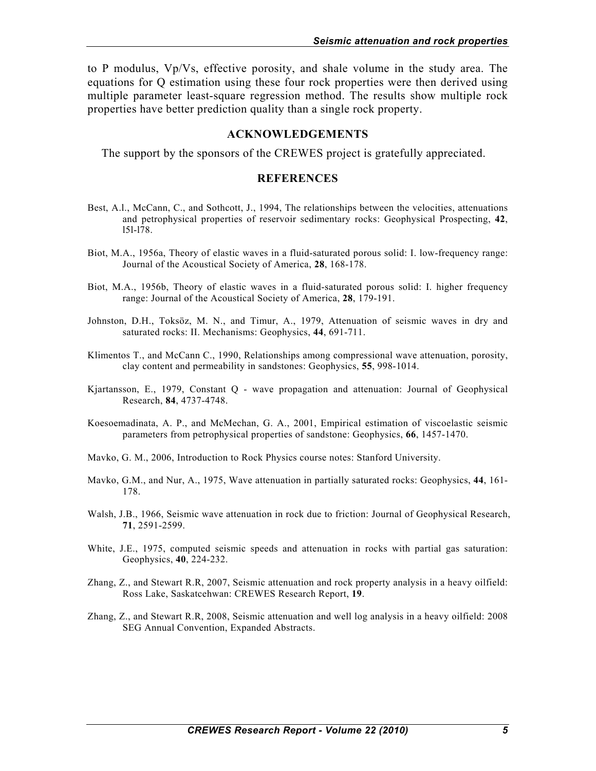to P modulus, Vp/Vs, effective porosity, and shale volume in the study area. The equations for Q estimation using these four rock properties were then derived using multiple parameter least-square regression method. The results show multiple rock properties have better prediction quality than a single rock property.

## ACKNOWLEDGEMENTS

The support by the sponsors of the CREWES project is gratefully appreciated.

## REFERENCES

Best, A.l., McCann, C., and Sothcott, J., 1994, The relationships between the velocities, attenuations and petrophysical properties of reservoir sedimentary rocks: Geophysical Prospecting, **42**, l5l-l78.

Biot, M.A., 1956a, Theory of elastic waves in a fluid-saturated porous solid: I. low-frequency range: Journal of the Acoustical Society of America, **28**, 168-178.

Biot, M.A., 1956b, Theory of elastic waves in a fluid-saturated porous solid: I. higher frequency range: Journal of the Acoustical Society of America, **28**, 179-191.

Johnston, D.H., Toksöz, M. N., and Timur, A., 1979, Attenuation of seismic waves in dry and saturated rocks: II. Mechanisms: Geophysics, **44**, 691-711.

Klimentos T., and McCann C., 1990, Relationships among compressional wave attenuation, porosity, clay content and permeability in sandstones: Geophysics, **55**, 998-1014.

Kjartansson, E., 1979, Constant Q - wave propagation and attenuation: Journal of Geophysical Research, **84**, 4737-4748.

Koesoemadinata, A. P., and McMechan, G. A., 2001, Empirical estimation of viscoelastic seismic parameters from petrophysical properties of sandstone: Geophysics, **66**, 1457-1470.

Mavko, G. M., 2006, Introduction to Rock Physics course notes: Stanford University.

Mavko, G.M., and Nur, A., 1975, Wave attenuation in partially saturated rocks: Geophysics, **44**, 161-178.

Walsh, J.B., 1966, Seismic wave attenuation in rock due to friction: Journal of Geophysical Research, **71**, 2591-2599.

White, J.E., 1975, computed seismic speeds and attenuation in rocks with partial gas saturation: Geophysics, **40**, 224-232.

Zhang, Z., and Stewart R.R, 2007, Seismic attenuation and rock property analysis in a heavy oilfield: Ross Lake, Saskatcehwan: CREWES Research Report, **19**.

Zhang, Z., and Stewart R.R, 2008, Seismic attenuation and well log analysis in a heavy oilfield: 2008 SEG Annual Convention, Expanded Abstracts.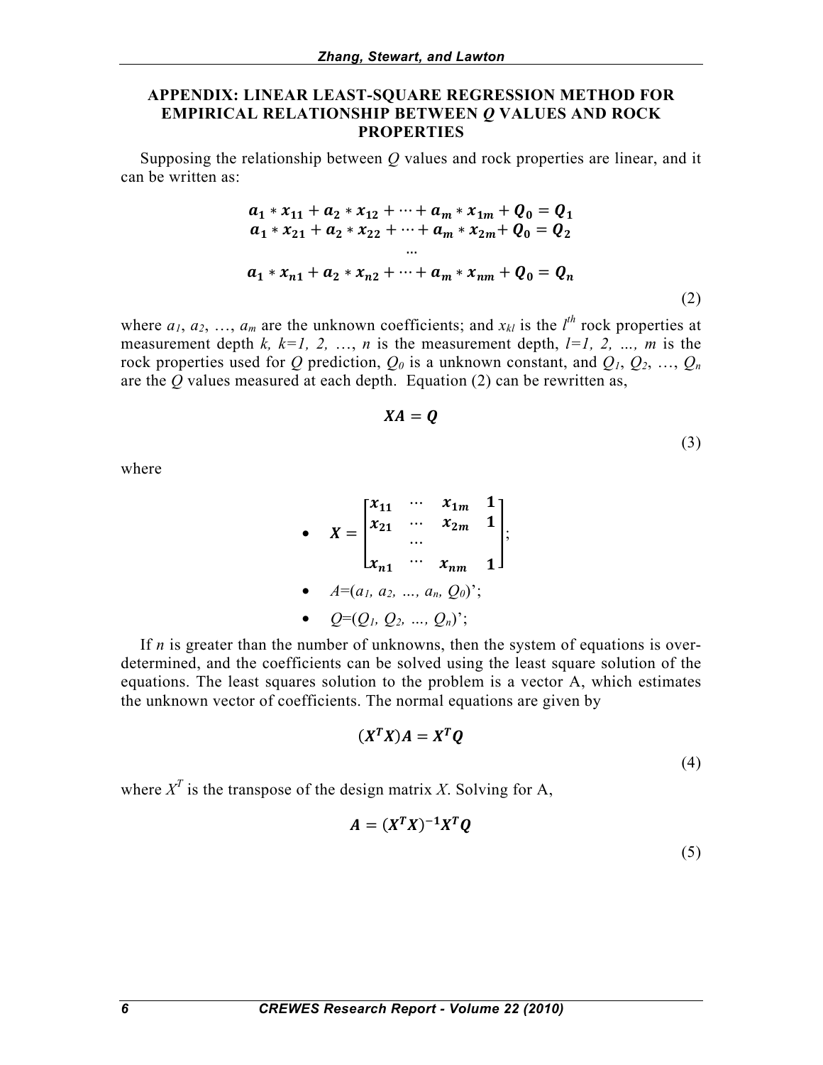## APPENDIX: LINEAR LEAST-SQUARE REGRESSION METHOD FOR EMPIRICAL RELATIONSHIP BETWEEN $Q$ VALUES AND ROCK PROPERTIES

Supposing the relationship between $Q$ values and rock properties are linear, and it can be written as:

$$
\begin{gathered}
a_1 * x_{11} + a_2 * x_{12} + \cdots + a_m * x_{1m} + Q_0 = Q_1 \\
a_1 * x_{21} + a_2 * x_{22} + \cdots + a_m * x_{2m} + Q_0 = Q_2 \\
\cdots \\
a_1 * x_{n1} + a_2 * x_{n2} + \cdots + a_m * x_{nm} + Q_0 = Q_n
\end{gathered}
\tag{2}
$$

where $a_1$, $a_2$, …, $a_m$ are the unknown coefficients; and $x_{kl}$ is the $l^{th}$ rock properties at measurement depth $k$, $k=1, 2, \ldots, n$ is the measurement depth, $l=1, 2, \ldots, m$ is the rock properties used for $Q$ prediction, $Q_0$ is a unknown constant, and $Q_1$, $Q_2$, …, $Q_n$ are the $Q$ values measured at each depth. Equation (2) can be rewritten as,

$$
XA = Q
\tag{3}
$$

where

- $X = \begin{bmatrix} x_{11} & \cdots & x_{1m} & 1 \\ x_{21} & \cdots & x_{2m} & 1 \\ & \cdots & & \\ x_{n1} & \cdots & x_{nm} & 1 \end{bmatrix}$;
- $A=(a_1, a_2, \ldots, a_n, Q_0)'$;
- $Q=(Q_1, Q_2, \ldots, Q_n)'$;

If $n$ is greater than the number of unknowns, then the system of equations is over-determined, and the coefficients can be solved using the least square solution of the equations. The least squares solution to the problem is a vector A, which estimates the unknown vector of coefficients. The normal equations are given by

$$
(X^T X)A = X^T Q
\tag{4}
$$

where $X^T$ is the transpose of the design matrix $X$. Solving for A,

$$
A = (X^T X)^{-1} X^T Q
\tag{5}
$$